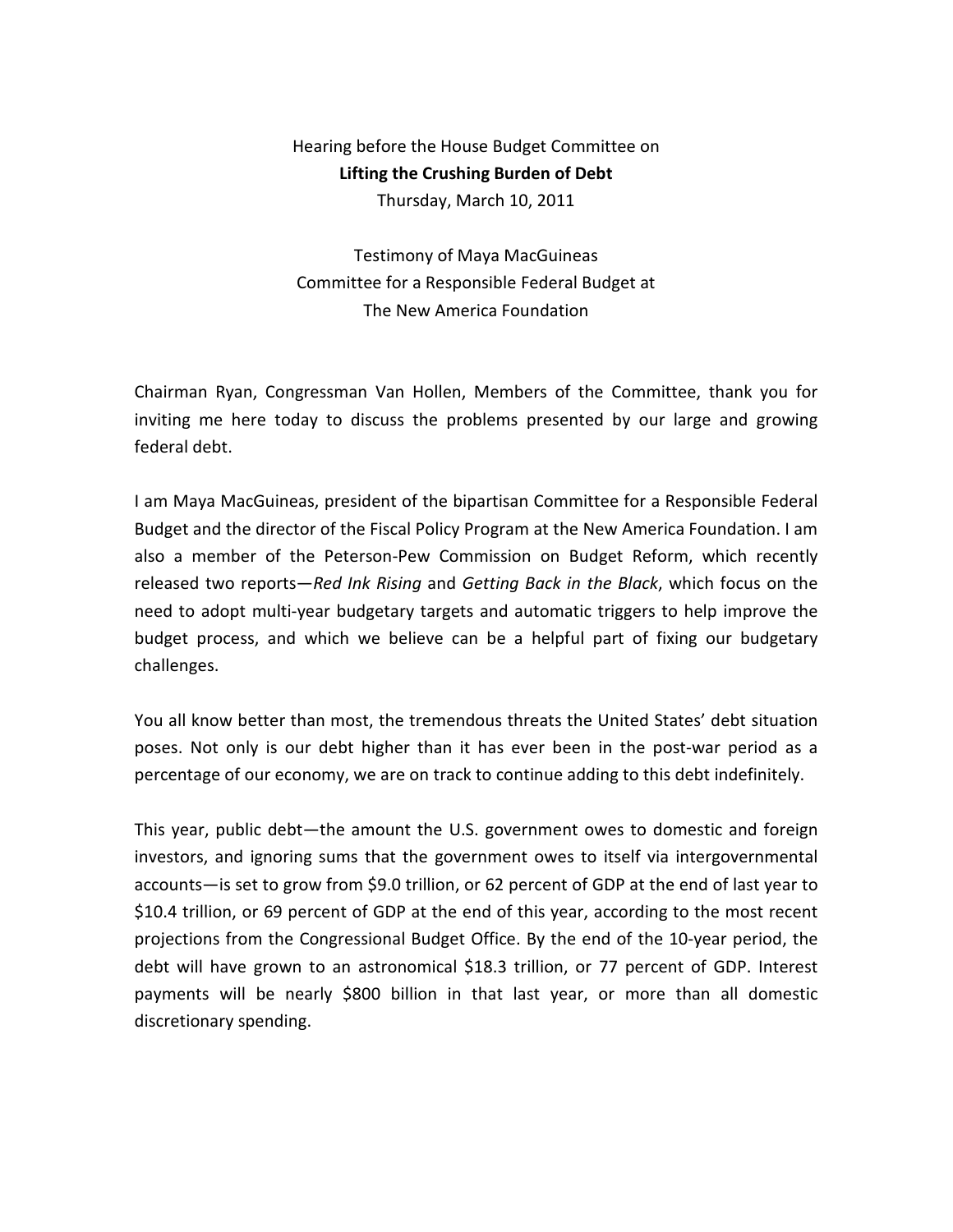Hearing before the House Budget Committee on

**Lifting the Crushing Burden of Debt**

Thursday, March 10, 2011

Testimony of Maya MacGuineas

Committee for a Responsible Federal Budget at

The New America Foundation

Chairman Ryan, Congressman Van Hollen, Members of the Committee, thank you for inviting me here today to discuss the problems presented by our large and growing federal debt.

I am Maya MacGuineas, president of the bipartisan Committee for a Responsible Federal Budget and the director of the Fiscal Policy Program at the New America Foundation. I am also a member of the Peterson-Pew Commission on Budget Reform, which recently released two reports—*Red Ink Rising* and *Getting Back in the Black*, which focus on the need to adopt multi-year budgetary targets and automatic triggers to help improve the budget process, and which we believe can be a helpful part of fixing our budgetary challenges.

You all know better than most, the tremendous threats the United States' debt situation poses. Not only is our debt higher than it has ever been in the post-war period as a percentage of our economy, we are on track to continue adding to this debt indefinitely.

This year, public debt—the amount the U.S. government owes to domestic and foreign investors, and ignoring sums that the government owes to itself via intergovernmental accounts—is set to grow from $9.0 trillion, or 62 percent of GDP at the end of last year to $10.4 trillion, or 69 percent of GDP at the end of this year, according to the most recent projections from the Congressional Budget Office. By the end of the 10-year period, the debt will have grown to an astronomical $18.3 trillion, or 77 percent of GDP. Interest payments will be nearly $800 billion in that last year, or more than all domestic discretionary spending.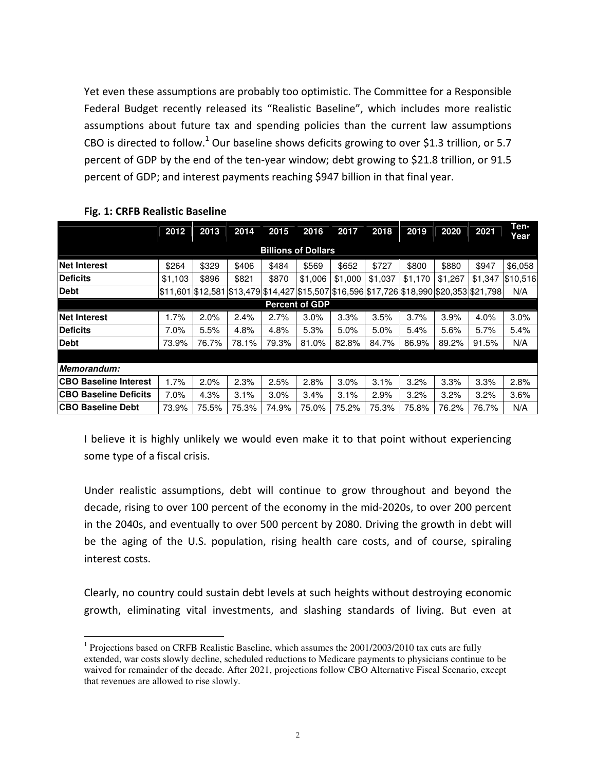Yet even these assumptions are probably too optimistic. The Committee for a Responsible Federal Budget recently released its "Realistic Baseline", which includes more realistic assumptions about future tax and spending policies than the current law assumptions CBO is directed to follow.[1] Our baseline shows deficits growing to over $1.3 trillion, or 5.7 percent of GDP by the end of the ten-year window; debt growing to $21.8 trillion, or 91.5 percent of GDP; and interest payments reaching $947 billion in that final year.

**Fig. 1: CRFB Realistic Baseline**

| | 2012 | 2013 | 2014 | 2015 | 2016 | 2017 | 2018 | 2019 | 2020 | 2021 | Ten-Year |
|---|---|---|---|---|---|---|---|---|---|---|---|
| **Billions of Dollars** | | | | | | | | | | | |
| **Net Interest** | $264 | $329 | $406 | $484 | $569 | $652 | $727 | $800 | $880 | $947 | $6,058 |
| **Deficits** | $1,103 | $896 | $821 | $870 | $1,006 | $1,000 | $1,037 | $1,170 | $1,267 | $1,347 | $10,516 |
| **Debt** | $11,601 | $12,581 | $13,479 | $14,427 | $15,507 | $16,596 | $17,726 | $18,990 | $20,353 | $21,798 | N/A |
| **Percent of GDP** | | | | | | | | | | | |
| **Net Interest** | 1.7% | 2.0% | 2.4% | 2.7% | 3.0% | 3.3% | 3.5% | 3.7% | 3.9% | 4.0% | 3.0% |
| **Deficits** | 7.0% | 5.5% | 4.8% | 4.8% | 5.3% | 5.0% | 5.0% | 5.4% | 5.6% | 5.7% | 5.4% |
| **Debt** | 73.9% | 76.7% | 78.1% | 79.3% | 81.0% | 82.8% | 84.7% | 86.9% | 89.2% | 91.5% | N/A |
| ***Memorandum:*** | | | | | | | | | | | |
| **CBO Baseline Interest** | 1.7% | 2.0% | 2.3% | 2.5% | 2.8% | 3.0% | 3.1% | 3.2% | 3.3% | 3.3% | 2.8% |
| **CBO Baseline Deficits** | 7.0% | 4.3% | 3.1% | 3.0% | 3.4% | 3.1% | 2.9% | 3.2% | 3.2% | 3.2% | 3.6% |
| **CBO Baseline Debt** | 73.9% | 75.5% | 75.3% | 74.9% | 75.0% | 75.2% | 75.3% | 75.8% | 76.2% | 76.7% | N/A |

I believe it is highly unlikely we would even make it to that point without experiencing some type of a fiscal crisis.

Under realistic assumptions, debt will continue to grow throughout and beyond the decade, rising to over 100 percent of the economy in the mid-2020s, to over 200 percent in the 2040s, and eventually to over 500 percent by 2080. Driving the growth in debt will be the aging of the U.S. population, rising health care costs, and of course, spiraling interest costs.

Clearly, no country could sustain debt levels at such heights without destroying economic growth, eliminating vital investments, and slashing standards of living. But even at

[1] Projections based on CRFB Realistic Baseline, which assumes the 2001/2003/2010 tax cuts are fully extended, war costs slowly decline, scheduled reductions to Medicare payments to physicians continue to be waived for remainder of the decade. After 2021, projections follow CBO Alternative Fiscal Scenario, except that revenues are allowed to rise slowly.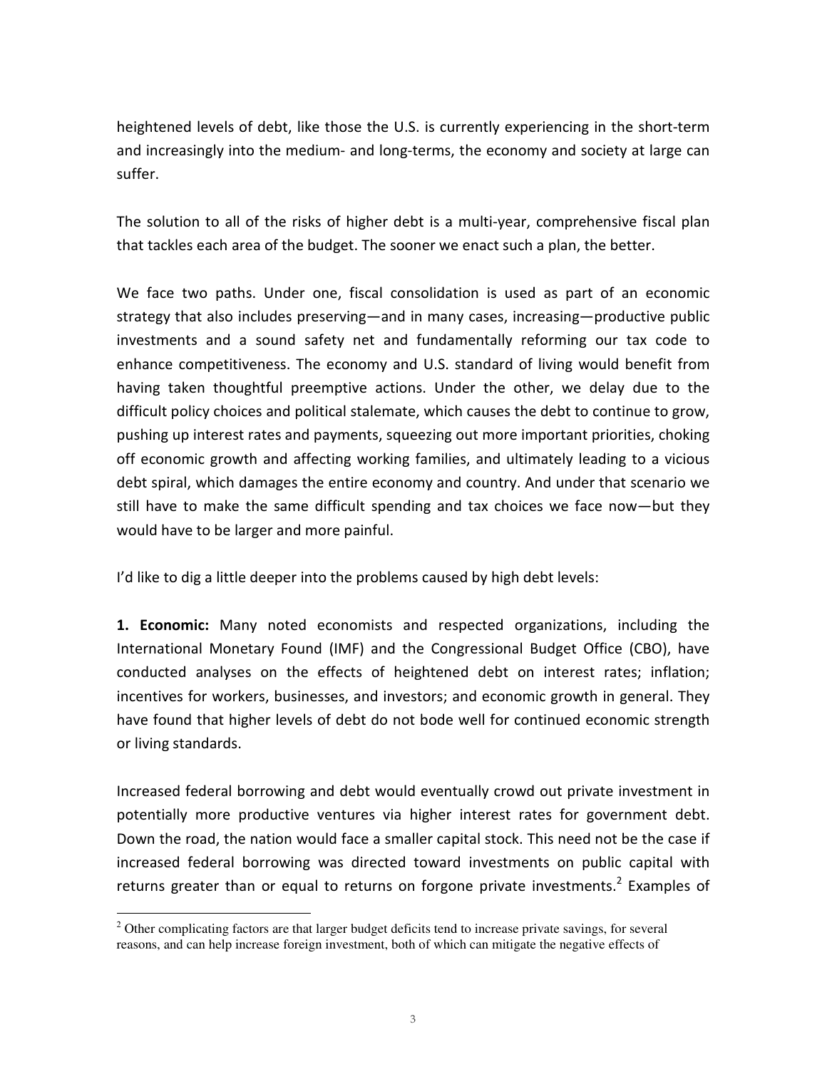heightened levels of debt, like those the U.S. is currently experiencing in the short-term and increasingly into the medium- and long-terms, the economy and society at large can suffer.

The solution to all of the risks of higher debt is a multi-year, comprehensive fiscal plan that tackles each area of the budget. The sooner we enact such a plan, the better.

We face two paths. Under one, fiscal consolidation is used as part of an economic strategy that also includes preserving—and in many cases, increasing—productive public investments and a sound safety net and fundamentally reforming our tax code to enhance competitiveness. The economy and U.S. standard of living would benefit from having taken thoughtful preemptive actions. Under the other, we delay due to the difficult policy choices and political stalemate, which causes the debt to continue to grow, pushing up interest rates and payments, squeezing out more important priorities, choking off economic growth and affecting working families, and ultimately leading to a vicious debt spiral, which damages the entire economy and country. And under that scenario we still have to make the same difficult spending and tax choices we face now—but they would have to be larger and more painful.

I'd like to dig a little deeper into the problems caused by high debt levels:

**1. Economic:** Many noted economists and respected organizations, including the International Monetary Found (IMF) and the Congressional Budget Office (CBO), have conducted analyses on the effects of heightened debt on interest rates; inflation; incentives for workers, businesses, and investors; and economic growth in general. They have found that higher levels of debt do not bode well for continued economic strength or living standards.

Increased federal borrowing and debt would eventually crowd out private investment in potentially more productive ventures via higher interest rates for government debt. Down the road, the nation would face a smaller capital stock. This need not be the case if increased federal borrowing was directed toward investments on public capital with returns greater than or equal to returns on forgone private investments.[2] Examples of

[2] Other complicating factors are that larger budget deficits tend to increase private savings, for several reasons, and can help increase foreign investment, both of which can mitigate the negative effects of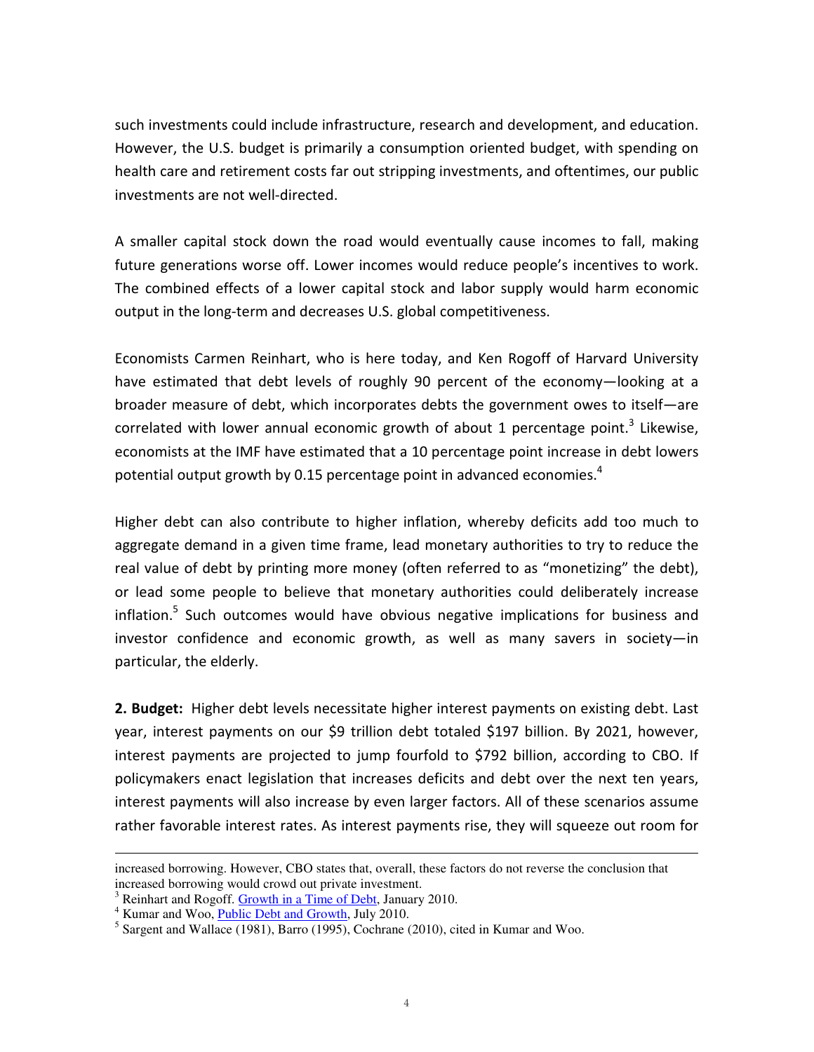such investments could include infrastructure, research and development, and education. However, the U.S. budget is primarily a consumption oriented budget, with spending on health care and retirement costs far out stripping investments, and oftentimes, our public investments are not well-directed.

A smaller capital stock down the road would eventually cause incomes to fall, making future generations worse off. Lower incomes would reduce people's incentives to work. The combined effects of a lower capital stock and labor supply would harm economic output in the long-term and decreases U.S. global competitiveness.

Economists Carmen Reinhart, who is here today, and Ken Rogoff of Harvard University have estimated that debt levels of roughly 90 percent of the economy—looking at a broader measure of debt, which incorporates debts the government owes to itself—are correlated with lower annual economic growth of about 1 percentage point.[3] Likewise, economists at the IMF have estimated that a 10 percentage point increase in debt lowers potential output growth by 0.15 percentage point in advanced economies.[4]

Higher debt can also contribute to higher inflation, whereby deficits add too much to aggregate demand in a given time frame, lead monetary authorities to try to reduce the real value of debt by printing more money (often referred to as "monetizing" the debt), or lead some people to believe that monetary authorities could deliberately increase inflation.[5] Such outcomes would have obvious negative implications for business and investor confidence and economic growth, as well as many savers in society—in particular, the elderly.

**2. Budget:** Higher debt levels necessitate higher interest payments on existing debt. Last year, interest payments on our $9 trillion debt totaled $197 billion. By 2021, however, interest payments are projected to jump fourfold to $792 billion, according to CBO. If policymakers enact legislation that increases deficits and debt over the next ten years, interest payments will also increase by even larger factors. All of these scenarios assume rather favorable interest rates. As interest payments rise, they will squeeze out room for

---

increased borrowing. However, CBO states that, overall, these factors do not reverse the conclusion that increased borrowing would crowd out private investment.

[3] Reinhart and Rogoff. Growth in a Time of Debt, January 2010.

[4] Kumar and Woo, Public Debt and Growth, July 2010.

[5] Sargent and Wallace (1981), Barro (1995), Cochrane (2010), cited in Kumar and Woo.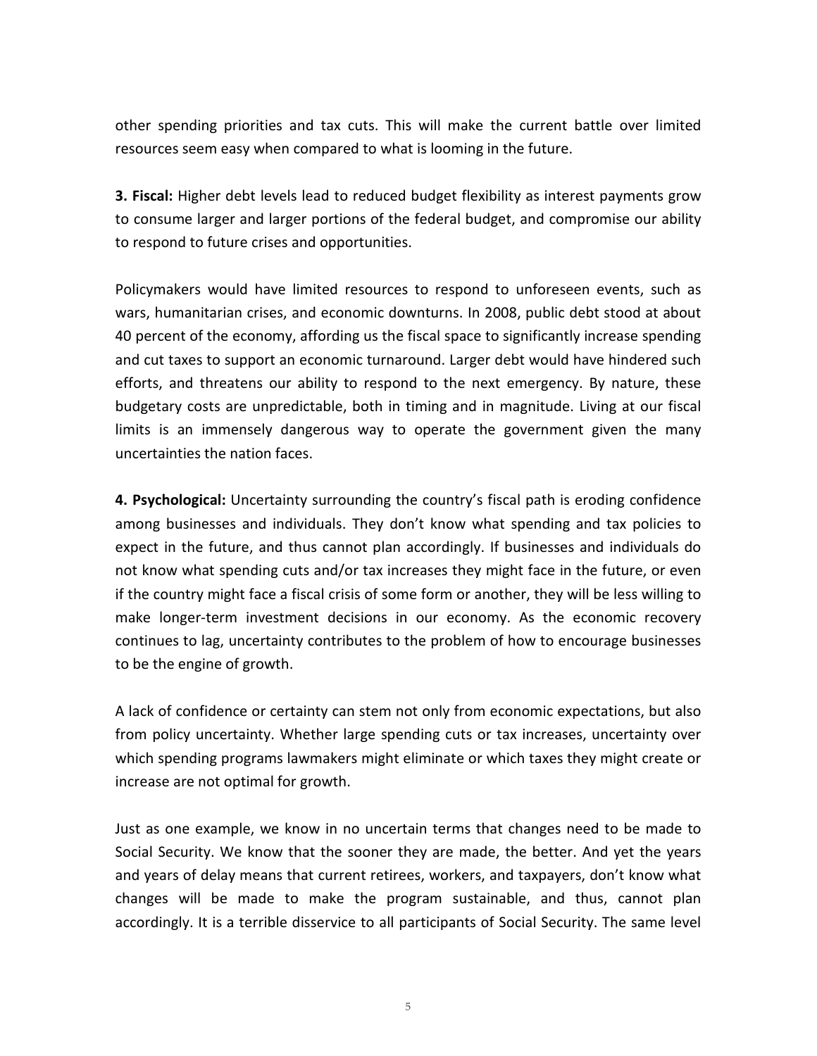other spending priorities and tax cuts. This will make the current battle over limited resources seem easy when compared to what is looming in the future.

**3. Fiscal:** Higher debt levels lead to reduced budget flexibility as interest payments grow to consume larger and larger portions of the federal budget, and compromise our ability to respond to future crises and opportunities.

Policymakers would have limited resources to respond to unforeseen events, such as wars, humanitarian crises, and economic downturns. In 2008, public debt stood at about 40 percent of the economy, affording us the fiscal space to significantly increase spending and cut taxes to support an economic turnaround. Larger debt would have hindered such efforts, and threatens our ability to respond to the next emergency. By nature, these budgetary costs are unpredictable, both in timing and in magnitude. Living at our fiscal limits is an immensely dangerous way to operate the government given the many uncertainties the nation faces.

**4. Psychological:** Uncertainty surrounding the country's fiscal path is eroding confidence among businesses and individuals. They don't know what spending and tax policies to expect in the future, and thus cannot plan accordingly. If businesses and individuals do not know what spending cuts and/or tax increases they might face in the future, or even if the country might face a fiscal crisis of some form or another, they will be less willing to make longer-term investment decisions in our economy. As the economic recovery continues to lag, uncertainty contributes to the problem of how to encourage businesses to be the engine of growth.

A lack of confidence or certainty can stem not only from economic expectations, but also from policy uncertainty. Whether large spending cuts or tax increases, uncertainty over which spending programs lawmakers might eliminate or which taxes they might create or increase are not optimal for growth.

Just as one example, we know in no uncertain terms that changes need to be made to Social Security. We know that the sooner they are made, the better. And yet the years and years of delay means that current retirees, workers, and taxpayers, don't know what changes will be made to make the program sustainable, and thus, cannot plan accordingly. It is a terrible disservice to all participants of Social Security. The same level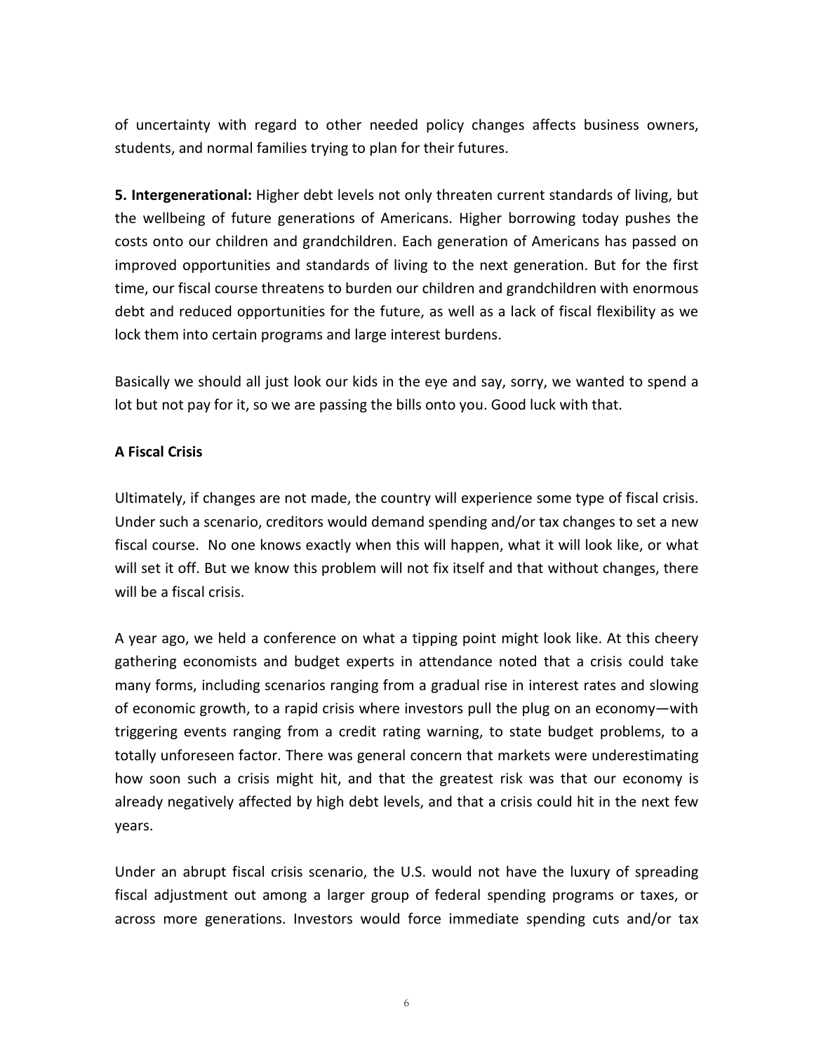of uncertainty with regard to other needed policy changes affects business owners, students, and normal families trying to plan for their futures.

**5. Intergenerational:** Higher debt levels not only threaten current standards of living, but the wellbeing of future generations of Americans. Higher borrowing today pushes the costs onto our children and grandchildren. Each generation of Americans has passed on improved opportunities and standards of living to the next generation. But for the first time, our fiscal course threatens to burden our children and grandchildren with enormous debt and reduced opportunities for the future, as well as a lack of fiscal flexibility as we lock them into certain programs and large interest burdens.

Basically we should all just look our kids in the eye and say, sorry, we wanted to spend a lot but not pay for it, so we are passing the bills onto you. Good luck with that.

**A Fiscal Crisis**

Ultimately, if changes are not made, the country will experience some type of fiscal crisis. Under such a scenario, creditors would demand spending and/or tax changes to set a new fiscal course. No one knows exactly when this will happen, what it will look like, or what will set it off. But we know this problem will not fix itself and that without changes, there will be a fiscal crisis.

A year ago, we held a conference on what a tipping point might look like. At this cheery gathering economists and budget experts in attendance noted that a crisis could take many forms, including scenarios ranging from a gradual rise in interest rates and slowing of economic growth, to a rapid crisis where investors pull the plug on an economy—with triggering events ranging from a credit rating warning, to state budget problems, to a totally unforeseen factor. There was general concern that markets were underestimating how soon such a crisis might hit, and that the greatest risk was that our economy is already negatively affected by high debt levels, and that a crisis could hit in the next few years.

Under an abrupt fiscal crisis scenario, the U.S. would not have the luxury of spreading fiscal adjustment out among a larger group of federal spending programs or taxes, or across more generations. Investors would force immediate spending cuts and/or tax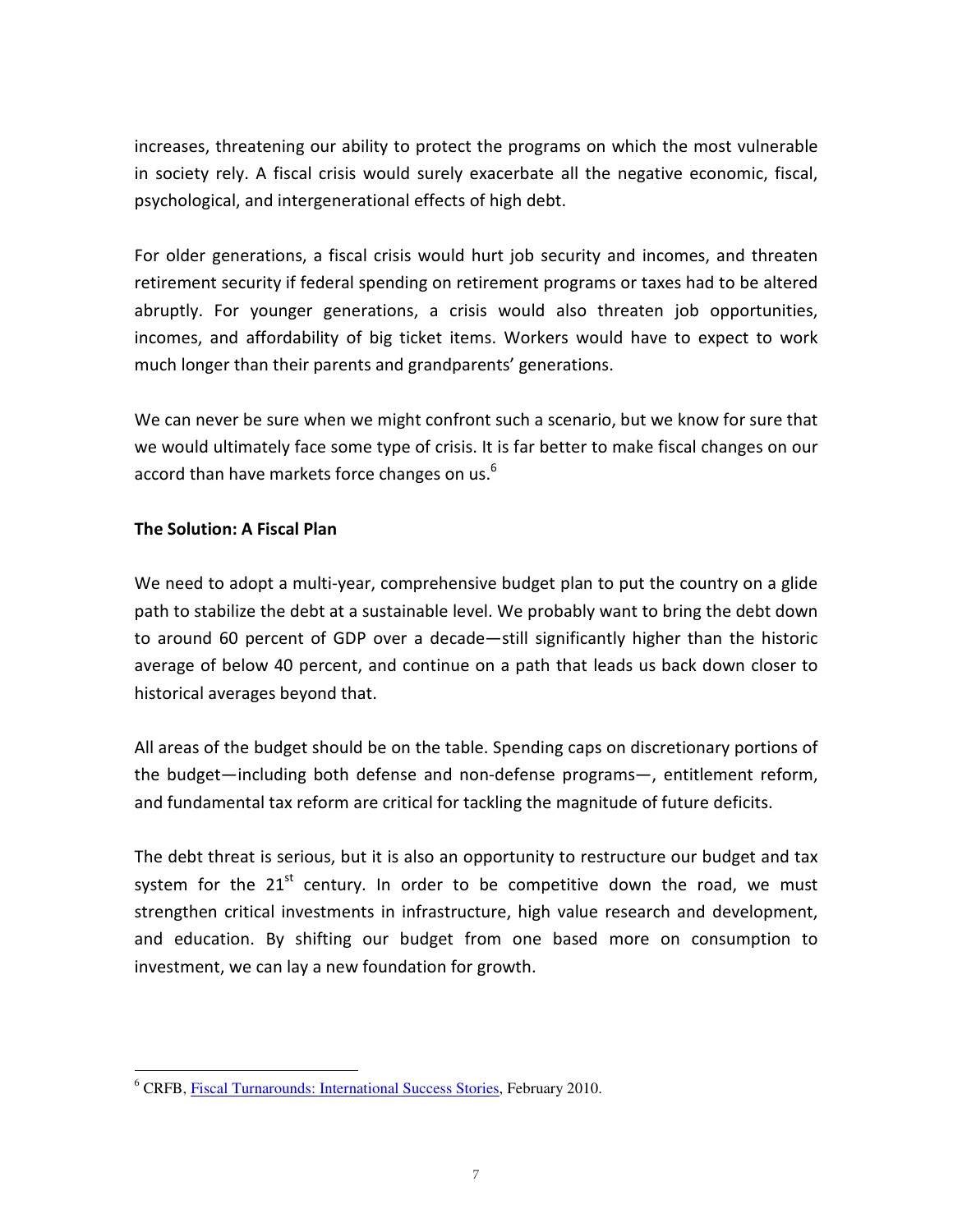increases, threatening our ability to protect the programs on which the most vulnerable in society rely. A fiscal crisis would surely exacerbate all the negative economic, fiscal, psychological, and intergenerational effects of high debt.

For older generations, a fiscal crisis would hurt job security and incomes, and threaten retirement security if federal spending on retirement programs or taxes had to be altered abruptly. For younger generations, a crisis would also threaten job opportunities, incomes, and affordability of big ticket items. Workers would have to expect to work much longer than their parents and grandparents' generations.

We can never be sure when we might confront such a scenario, but we know for sure that we would ultimately face some type of crisis. It is far better to make fiscal changes on our accord than have markets force changes on us.[6]

**The Solution: A Fiscal Plan**

We need to adopt a multi-year, comprehensive budget plan to put the country on a glide path to stabilize the debt at a sustainable level. We probably want to bring the debt down to around 60 percent of GDP over a decade—still significantly higher than the historic average of below 40 percent, and continue on a path that leads us back down closer to historical averages beyond that.

All areas of the budget should be on the table. Spending caps on discretionary portions of the budget—including both defense and non-defense programs—, entitlement reform, and fundamental tax reform are critical for tackling the magnitude of future deficits.

The debt threat is serious, but it is also an opportunity to restructure our budget and tax system for the 21st century. In order to be competitive down the road, we must strengthen critical investments in infrastructure, high value research and development, and education. By shifting our budget from one based more on consumption to investment, we can lay a new foundation for growth.

---

[6] CRFB, Fiscal Turnarounds: International Success Stories, February 2010.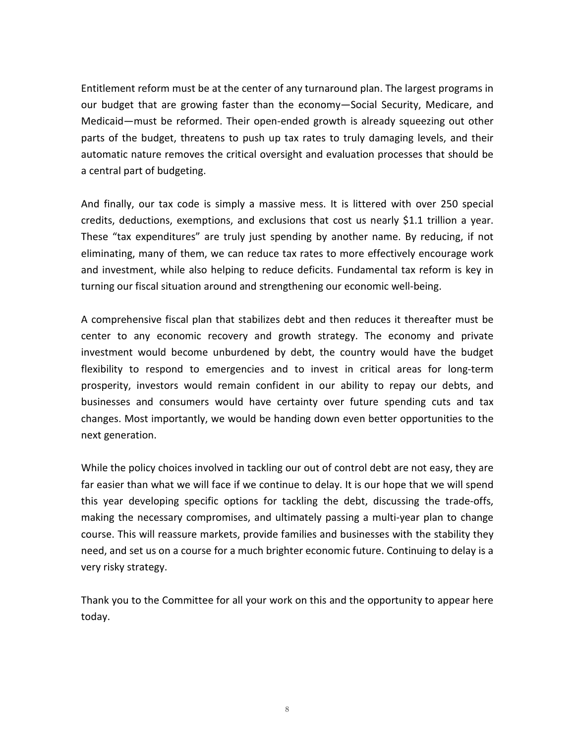Entitlement reform must be at the center of any turnaround plan. The largest programs in our budget that are growing faster than the economy—Social Security, Medicare, and Medicaid—must be reformed. Their open-ended growth is already squeezing out other parts of the budget, threatens to push up tax rates to truly damaging levels, and their automatic nature removes the critical oversight and evaluation processes that should be a central part of budgeting.

And finally, our tax code is simply a massive mess. It is littered with over 250 special credits, deductions, exemptions, and exclusions that cost us nearly $1.1 trillion a year. These "tax expenditures" are truly just spending by another name. By reducing, if not eliminating, many of them, we can reduce tax rates to more effectively encourage work and investment, while also helping to reduce deficits. Fundamental tax reform is key in turning our fiscal situation around and strengthening our economic well-being.

A comprehensive fiscal plan that stabilizes debt and then reduces it thereafter must be center to any economic recovery and growth strategy. The economy and private investment would become unburdened by debt, the country would have the budget flexibility to respond to emergencies and to invest in critical areas for long-term prosperity, investors would remain confident in our ability to repay our debts, and businesses and consumers would have certainty over future spending cuts and tax changes. Most importantly, we would be handing down even better opportunities to the next generation.

While the policy choices involved in tackling our out of control debt are not easy, they are far easier than what we will face if we continue to delay. It is our hope that we will spend this year developing specific options for tackling the debt, discussing the trade-offs, making the necessary compromises, and ultimately passing a multi-year plan to change course. This will reassure markets, provide families and businesses with the stability they need, and set us on a course for a much brighter economic future. Continuing to delay is a very risky strategy.

Thank you to the Committee for all your work on this and the opportunity to appear here today.